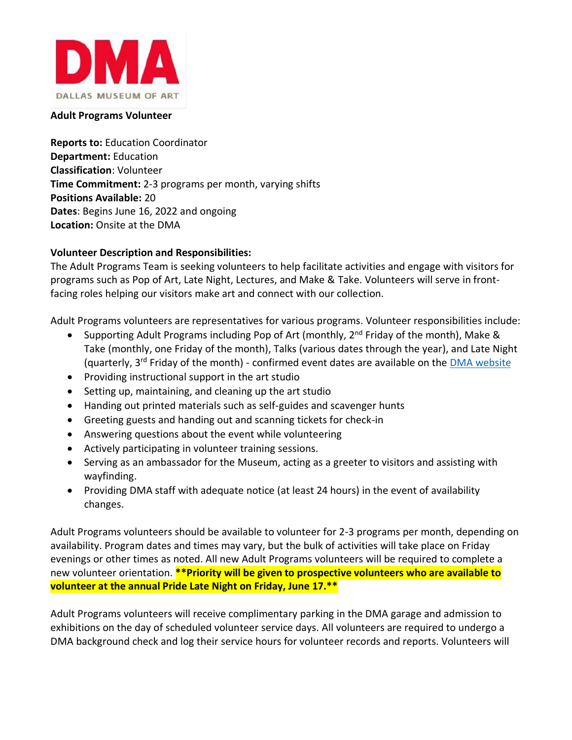DMA

DALLAS MUSEUM OF ART

**Adult Programs Volunteer**

**Reports to:** Education Coordinator
**Department:** Education
**Classification**: Volunteer
**Time Commitment:** 2-3 programs per month, varying shifts
**Positions Available:** 20
**Dates**: Begins June 16, 2022 and ongoing
**Location:** Onsite at the DMA

**Volunteer Description and Responsibilities:**

The Adult Programs Team is seeking volunteers to help facilitate activities and engage with visitors for programs such as Pop of Art, Late Night, Lectures, and Make & Take. Volunteers will serve in front-facing roles helping our visitors make art and connect with our collection.

Adult Programs volunteers are representatives for various programs. Volunteer responsibilities include:

- Supporting Adult Programs including Pop of Art (monthly, 2nd Friday of the month), Make & Take (monthly, one Friday of the month), Talks (various dates through the year), and Late Night (quarterly, 3rd Friday of the month) - confirmed event dates are available on the DMA website
- Providing instructional support in the art studio
- Setting up, maintaining, and cleaning up the art studio
- Handing out printed materials such as self-guides and scavenger hunts
- Greeting guests and handing out and scanning tickets for check-in
- Answering questions about the event while volunteering
- Actively participating in volunteer training sessions.
- Serving as an ambassador for the Museum, acting as a greeter to visitors and assisting with wayfinding.
- Providing DMA staff with adequate notice (at least 24 hours) in the event of availability changes.

Adult Programs volunteers should be available to volunteer for 2-3 programs per month, depending on availability. Program dates and times may vary, but the bulk of activities will take place on Friday evenings or other times as noted. All new Adult Programs volunteers will be required to complete a new volunteer orientation. **\*\*Priority will be given to prospective volunteers who are available to volunteer at the annual Pride Late Night on Friday, June 17.\*\***

Adult Programs volunteers will receive complimentary parking in the DMA garage and admission to exhibitions on the day of scheduled volunteer service days. All volunteers are required to undergo a DMA background check and log their service hours for volunteer records and reports. Volunteers will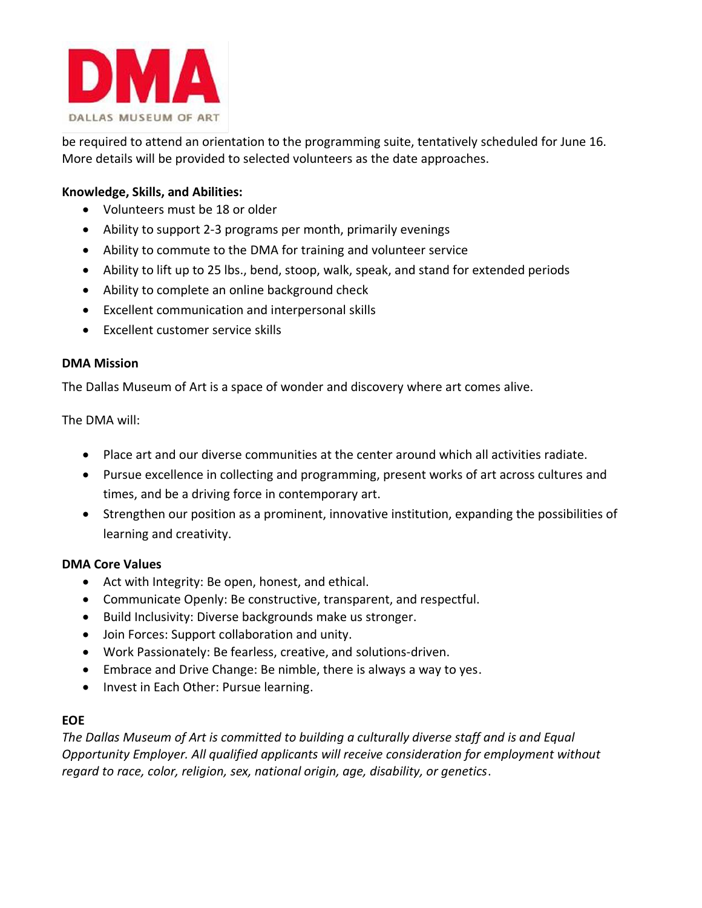be required to attend an orientation to the programming suite, tentatively scheduled for June 16. More details will be provided to selected volunteers as the date approaches.

**Knowledge, Skills, and Abilities:**

- Volunteers must be 18 or older
- Ability to support 2-3 programs per month, primarily evenings
- Ability to commute to the DMA for training and volunteer service
- Ability to lift up to 25 lbs., bend, stoop, walk, speak, and stand for extended periods
- Ability to complete an online background check
- Excellent communication and interpersonal skills
- Excellent customer service skills

**DMA Mission**

The Dallas Museum of Art is a space of wonder and discovery where art comes alive.

The DMA will:

- Place art and our diverse communities at the center around which all activities radiate.
- Pursue excellence in collecting and programming, present works of art across cultures and times, and be a driving force in contemporary art.
- Strengthen our position as a prominent, innovative institution, expanding the possibilities of learning and creativity.

**DMA Core Values**

- Act with Integrity: Be open, honest, and ethical.
- Communicate Openly: Be constructive, transparent, and respectful.
- Build Inclusivity: Diverse backgrounds make us stronger.
- Join Forces: Support collaboration and unity.
- Work Passionately: Be fearless, creative, and solutions-driven.
- Embrace and Drive Change: Be nimble, there is always a way to yes.
- Invest in Each Other: Pursue learning.

**EOE**

*The Dallas Museum of Art is committed to building a culturally diverse staff and is and Equal Opportunity Employer. All qualified applicants will receive consideration for employment without regard to race, color, religion, sex, national origin, age, disability, or genetics*.